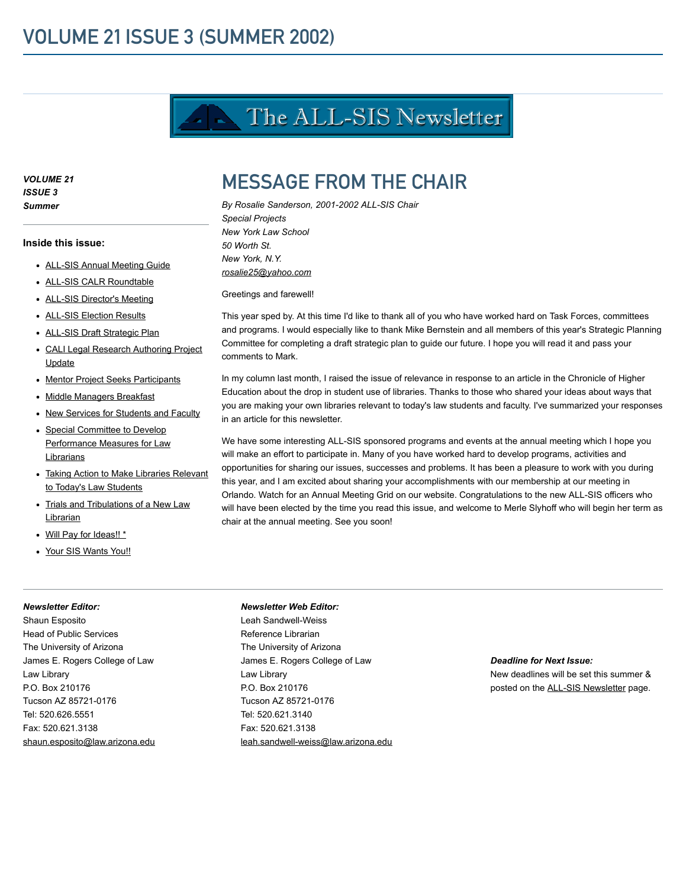# VOLUME 21 ISSUE 3 (SUMMER 2002)

The ALL-SIS Newsletter

***VOLUME 21***
***ISSUE 3***
***Summer***

**Inside this issue:**

- ALL-SIS Annual Meeting Guide
- ALL-SIS CALR Roundtable
- ALL-SIS Director's Meeting
- ALL-SIS Election Results
- ALL-SIS Draft Strategic Plan
- CALI Legal Research Authoring Project Update
- Mentor Project Seeks Participants
- Middle Managers Breakfast
- New Services for Students and Faculty
- Special Committee to Develop Performance Measures for Law Librarians
- Taking Action to Make Libraries Relevant to Today's Law Students
- Trials and Tribulations of a New Law Librarian
- Will Pay for Ideas!! *
- Your SIS Wants You!!

## MESSAGE FROM THE CHAIR

*By Rosalie Sanderson, 2001-2002 ALL-SIS Chair*
*Special Projects*
*New York Law School*
*50 Worth St.*
*New York, N.Y.*
*rosalie25@yahoo.com*

Greetings and farewell!

This year sped by. At this time I'd like to thank all of you who have worked hard on Task Forces, committees and programs. I would especially like to thank Mike Bernstein and all members of this year's Strategic Planning Committee for completing a draft strategic plan to guide our future. I hope you will read it and pass your comments to Mark.

In my column last month, I raised the issue of relevance in response to an article in the Chronicle of Higher Education about the drop in student use of libraries. Thanks to those who shared your ideas about ways that you are making your own libraries relevant to today's law students and faculty. I've summarized your responses in an article for this newsletter.

We have some interesting ALL-SIS sponsored programs and events at the annual meeting which I hope you will make an effort to participate in. Many of you have worked hard to develop programs, activities and opportunities for sharing our issues, successes and problems. It has been a pleasure to work with you during this year, and I am excited about sharing your accomplishments with our membership at our meeting in Orlando. Watch for an Annual Meeting Grid on our website. Congratulations to the new ALL-SIS officers who will have been elected by the time you read this issue, and welcome to Merle Slyhoff who will begin her term as chair at the annual meeting. See you soon!

***Newsletter Editor:***
Shaun Esposito
Head of Public Services
The University of Arizona
James E. Rogers College of Law
Law Library
P.O. Box 210176
Tucson AZ 85721-0176
Tel: 520.626.5551
Fax: 520.621.3138
shaun.esposito@law.arizona.edu

***Newsletter Web Editor:***
Leah Sandwell-Weiss
Reference Librarian
The University of Arizona
James E. Rogers College of Law
Law Library
P.O. Box 210176
Tucson AZ 85721-0176
Tel: 520.621.3140
Fax: 520.621.3138
leah.sandwell-weiss@law.arizona.edu

***Deadline for Next Issue:***
New deadlines will be set this summer & posted on the ALL-SIS Newsletter page.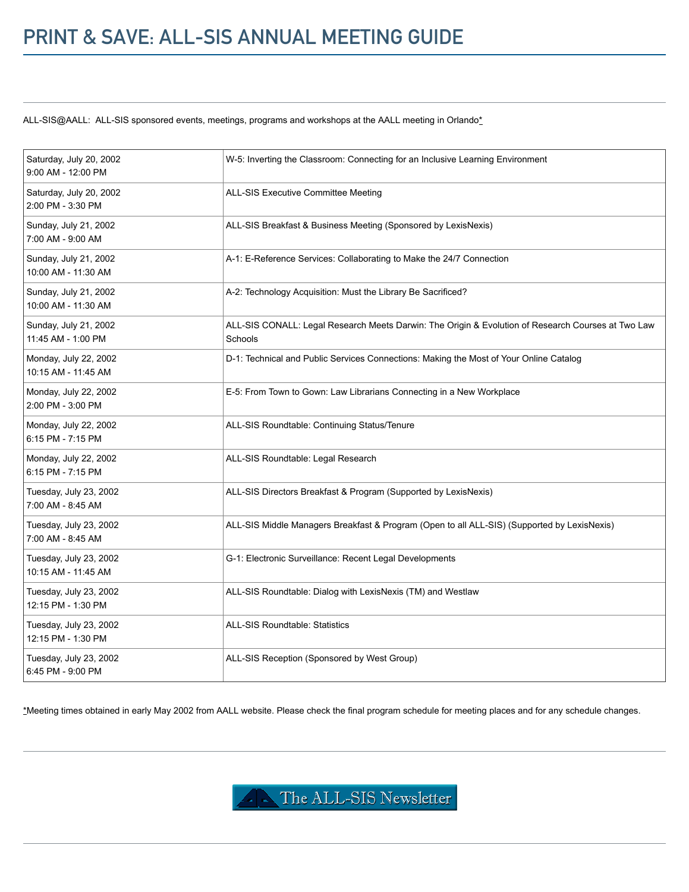# PRINT & SAVE: ALL-SIS ANNUAL MEETING GUIDE

ALL-SIS@AALL: ALL-SIS sponsored events, meetings, programs and workshops at the AALL meeting in Orlando*

| Date/Time | Event |
|---|---|
| Saturday, July 20, 2002<br>9:00 AM - 12:00 PM | W-5: Inverting the Classroom: Connecting for an Inclusive Learning Environment |
| Saturday, July 20, 2002<br>2:00 PM - 3:30 PM | ALL-SIS Executive Committee Meeting |
| Sunday, July 21, 2002<br>7:00 AM - 9:00 AM | ALL-SIS Breakfast & Business Meeting (Sponsored by LexisNexis) |
| Sunday, July 21, 2002<br>10:00 AM - 11:30 AM | A-1: E-Reference Services: Collaborating to Make the 24/7 Connection |
| Sunday, July 21, 2002<br>10:00 AM - 11:30 AM | A-2: Technology Acquisition: Must the Library Be Sacrificed? |
| Sunday, July 21, 2002<br>11:45 AM - 1:00 PM | ALL-SIS CONALL: Legal Research Meets Darwin: The Origin & Evolution of Research Courses at Two Law Schools |
| Monday, July 22, 2002<br>10:15 AM - 11:45 AM | D-1: Technical and Public Services Connections: Making the Most of Your Online Catalog |
| Monday, July 22, 2002<br>2:00 PM - 3:00 PM | E-5: From Town to Gown: Law Librarians Connecting in a New Workplace |
| Monday, July 22, 2002<br>6:15 PM - 7:15 PM | ALL-SIS Roundtable: Continuing Status/Tenure |
| Monday, July 22, 2002<br>6:15 PM - 7:15 PM | ALL-SIS Roundtable: Legal Research |
| Tuesday, July 23, 2002<br>7:00 AM - 8:45 AM | ALL-SIS Directors Breakfast & Program (Supported by LexisNexis) |
| Tuesday, July 23, 2002<br>7:00 AM - 8:45 AM | ALL-SIS Middle Managers Breakfast & Program (Open to all ALL-SIS) (Supported by LexisNexis) |
| Tuesday, July 23, 2002<br>10:15 AM - 11:45 AM | G-1: Electronic Surveillance: Recent Legal Developments |
| Tuesday, July 23, 2002<br>12:15 PM - 1:30 PM | ALL-SIS Roundtable: Dialog with LexisNexis (TM) and Westlaw |
| Tuesday, July 23, 2002<br>12:15 PM - 1:30 PM | ALL-SIS Roundtable: Statistics |
| Tuesday, July 23, 2002<br>6:45 PM - 9:00 PM | ALL-SIS Reception (Sponsored by West Group) |

*Meeting times obtained in early May 2002 from AALL website. Please check the final program schedule for meeting places and for any schedule changes.

The ALL-SIS Newsletter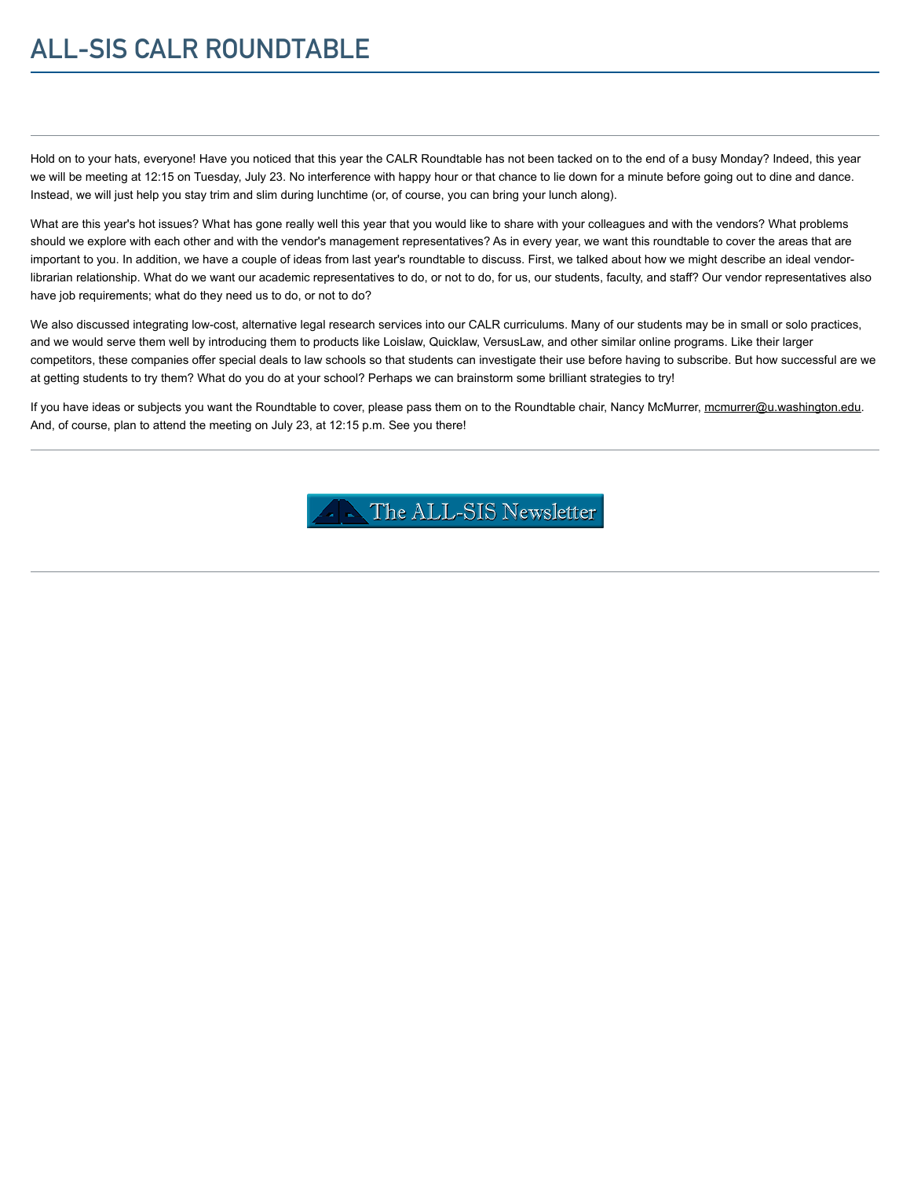# ALL-SIS CALR ROUNDTABLE

Hold on to your hats, everyone! Have you noticed that this year the CALR Roundtable has not been tacked on to the end of a busy Monday? Indeed, this year we will be meeting at 12:15 on Tuesday, July 23. No interference with happy hour or that chance to lie down for a minute before going out to dine and dance. Instead, we will just help you stay trim and slim during lunchtime (or, of course, you can bring your lunch along).

What are this year's hot issues? What has gone really well this year that you would like to share with your colleagues and with the vendors? What problems should we explore with each other and with the vendor's management representatives? As in every year, we want this roundtable to cover the areas that are important to you. In addition, we have a couple of ideas from last year's roundtable to discuss. First, we talked about how we might describe an ideal vendor-librarian relationship. What do we want our academic representatives to do, or not to do, for us, our students, faculty, and staff? Our vendor representatives also have job requirements; what do they need us to do, or not to do?

We also discussed integrating low-cost, alternative legal research services into our CALR curriculums. Many of our students may be in small or solo practices, and we would serve them well by introducing them to products like Loislaw, Quicklaw, VersusLaw, and other similar online programs. Like their larger competitors, these companies offer special deals to law schools so that students can investigate their use before having to subscribe. But how successful are we at getting students to try them? What do you do at your school? Perhaps we can brainstorm some brilliant strategies to try!

If you have ideas or subjects you want the Roundtable to cover, please pass them on to the Roundtable chair, Nancy McMurrer, mcmurrer@u.washington.edu. And, of course, plan to attend the meeting on July 23, at 12:15 p.m. See you there!

The ALL-SIS Newsletter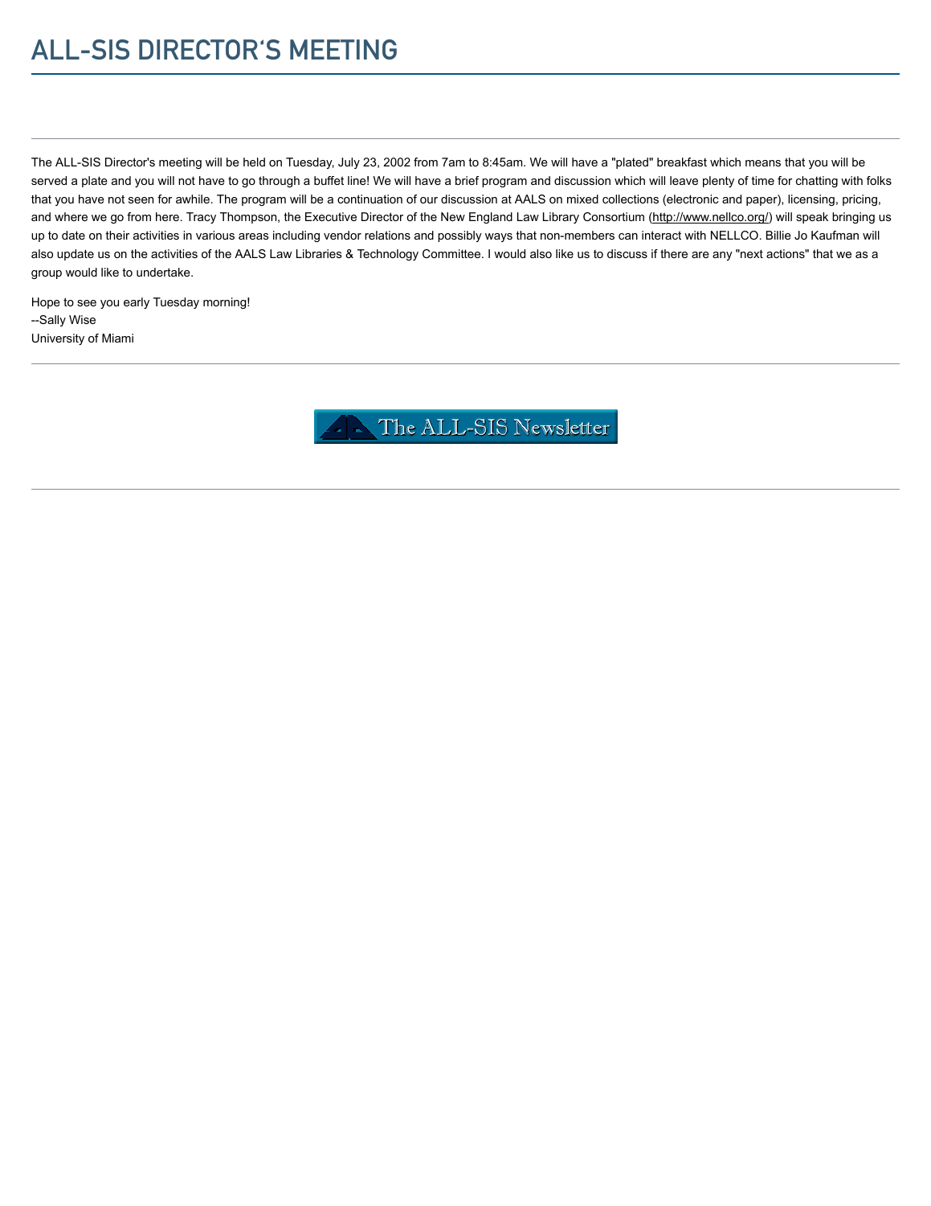# ALL-SIS DIRECTOR'S MEETING

The ALL-SIS Director's meeting will be held on Tuesday, July 23, 2002 from 7am to 8:45am. We will have a "plated" breakfast which means that you will be served a plate and you will not have to go through a buffet line! We will have a brief program and discussion which will leave plenty of time for chatting with folks that you have not seen for awhile. The program will be a continuation of our discussion at AALS on mixed collections (electronic and paper), licensing, pricing, and where we go from here. Tracy Thompson, the Executive Director of the New England Law Library Consortium (http://www.nellco.org/) will speak bringing us up to date on their activities in various areas including vendor relations and possibly ways that non-members can interact with NELLCO. Billie Jo Kaufman will also update us on the activities of the AALS Law Libraries & Technology Committee. I would also like us to discuss if there are any "next actions" that we as a group would like to undertake.

Hope to see you early Tuesday morning!
--Sally Wise
University of Miami

The ALL-SIS Newsletter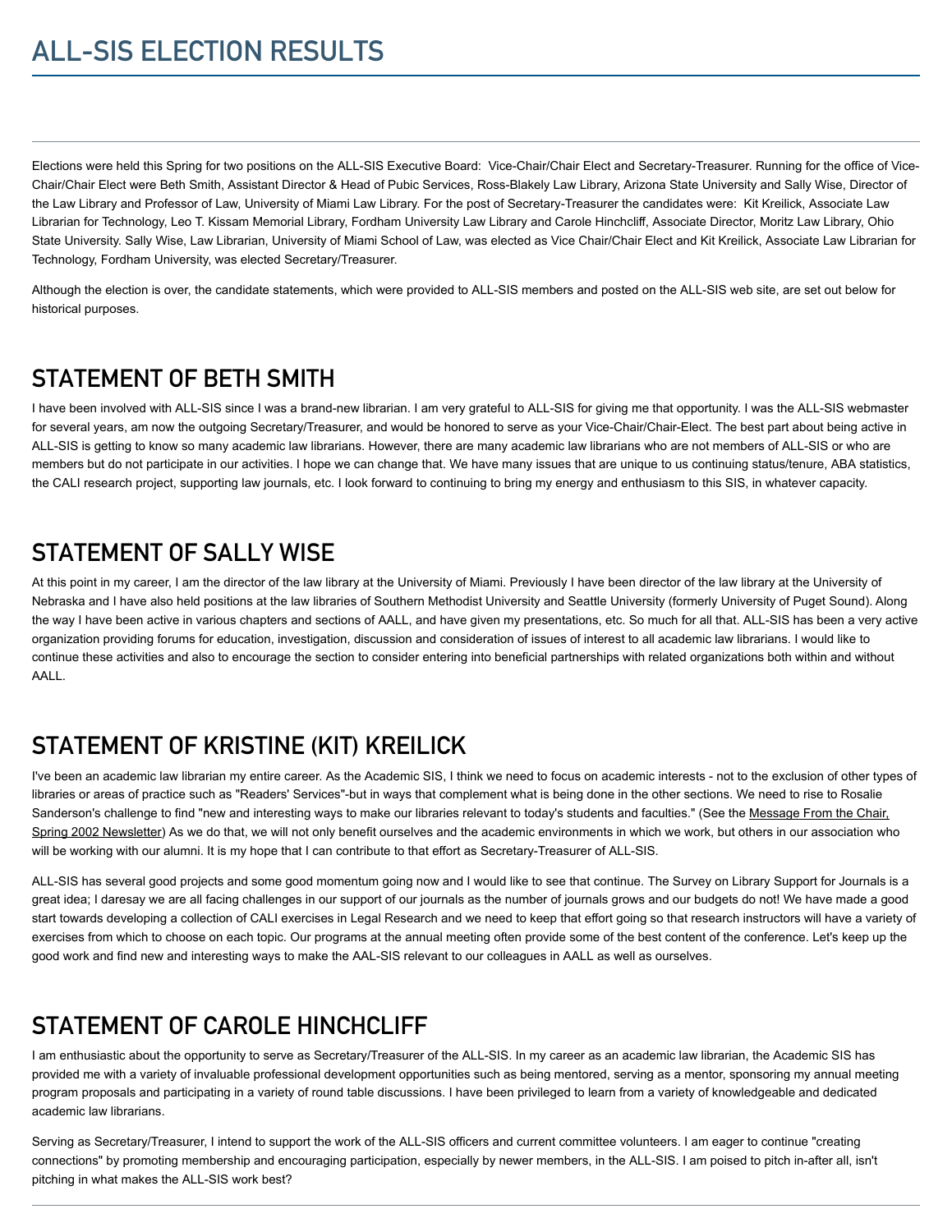# ALL-SIS ELECTION RESULTS

Elections were held this Spring for two positions on the ALL-SIS Executive Board: Vice-Chair/Chair Elect and Secretary-Treasurer. Running for the office of Vice-Chair/Chair Elect were Beth Smith, Assistant Director & Head of Pubic Services, Ross-Blakely Law Library, Arizona State University and Sally Wise, Director of the Law Library and Professor of Law, University of Miami Law Library. For the post of Secretary-Treasurer the candidates were: Kit Kreilick, Associate Law Librarian for Technology, Leo T. Kissam Memorial Library, Fordham University Law Library and Carole Hinchcliff, Associate Director, Moritz Law Library, Ohio State University. Sally Wise, Law Librarian, University of Miami School of Law, was elected as Vice Chair/Chair Elect and Kit Kreilick, Associate Law Librarian for Technology, Fordham University, was elected Secretary/Treasurer.

Although the election is over, the candidate statements, which were provided to ALL-SIS members and posted on the ALL-SIS web site, are set out below for historical purposes.

## STATEMENT OF BETH SMITH

I have been involved with ALL-SIS since I was a brand-new librarian. I am very grateful to ALL-SIS for giving me that opportunity. I was the ALL-SIS webmaster for several years, am now the outgoing Secretary/Treasurer, and would be honored to serve as your Vice-Chair/Chair-Elect. The best part about being active in ALL-SIS is getting to know so many academic law librarians. However, there are many academic law librarians who are not members of ALL-SIS or who are members but do not participate in our activities. I hope we can change that. We have many issues that are unique to us continuing status/tenure, ABA statistics, the CALI research project, supporting law journals, etc. I look forward to continuing to bring my energy and enthusiasm to this SIS, in whatever capacity.

## STATEMENT OF SALLY WISE

At this point in my career, I am the director of the law library at the University of Miami. Previously I have been director of the law library at the University of Nebraska and I have also held positions at the law libraries of Southern Methodist University and Seattle University (formerly University of Puget Sound). Along the way I have been active in various chapters and sections of AALL, and have given my presentations, etc. So much for all that. ALL-SIS has been a very active organization providing forums for education, investigation, discussion and consideration of issues of interest to all academic law librarians. I would like to continue these activities and also to encourage the section to consider entering into beneficial partnerships with related organizations both within and without AALL.

## STATEMENT OF KRISTINE (KIT) KREILICK

I've been an academic law librarian my entire career. As the Academic SIS, I think we need to focus on academic interests - not to the exclusion of other types of libraries or areas of practice such as "Readers' Services"-but in ways that complement what is being done in the other sections. We need to rise to Rosalie Sanderson's challenge to find "new and interesting ways to make our libraries relevant to today's students and faculties." (See the Message From the Chair, Spring 2002 Newsletter) As we do that, we will not only benefit ourselves and the academic environments in which we work, but others in our association who will be working with our alumni. It is my hope that I can contribute to that effort as Secretary-Treasurer of ALL-SIS.

ALL-SIS has several good projects and some good momentum going now and I would like to see that continue. The Survey on Library Support for Journals is a great idea; I daresay we are all facing challenges in our support of our journals as the number of journals grows and our budgets do not! We have made a good start towards developing a collection of CALI exercises in Legal Research and we need to keep that effort going so that research instructors will have a variety of exercises from which to choose on each topic. Our programs at the annual meeting often provide some of the best content of the conference. Let's keep up the good work and find new and interesting ways to make the AAL-SIS relevant to our colleagues in AALL as well as ourselves.

## STATEMENT OF CAROLE HINCHCLIFF

I am enthusiastic about the opportunity to serve as Secretary/Treasurer of the ALL-SIS. In my career as an academic law librarian, the Academic SIS has provided me with a variety of invaluable professional development opportunities such as being mentored, serving as a mentor, sponsoring my annual meeting program proposals and participating in a variety of round table discussions. I have been privileged to learn from a variety of knowledgeable and dedicated academic law librarians.

Serving as Secretary/Treasurer, I intend to support the work of the ALL-SIS officers and current committee volunteers. I am eager to continue "creating connections" by promoting membership and encouraging participation, especially by newer members, in the ALL-SIS. I am poised to pitch in-after all, isn't pitching in what makes the ALL-SIS work best?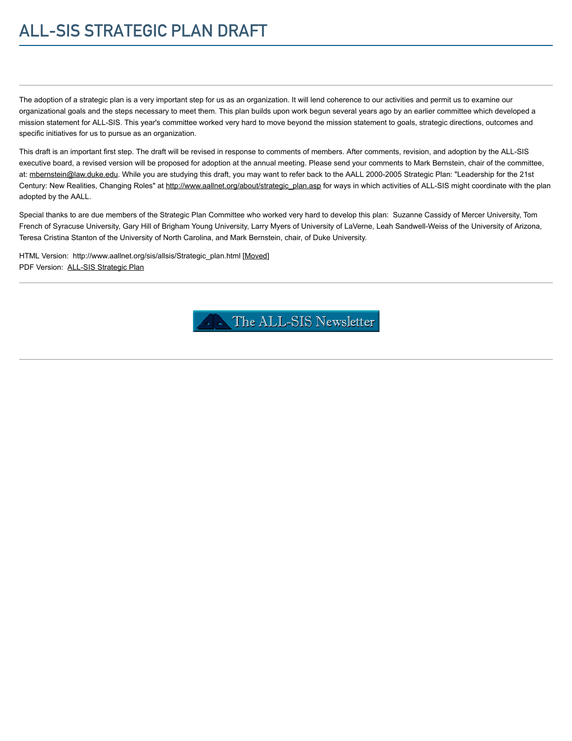# ALL-SIS STRATEGIC PLAN DRAFT

---

The adoption of a strategic plan is a very important step for us as an organization. It will lend coherence to our activities and permit us to examine our organizational goals and the steps necessary to meet them. This plan builds upon work begun several years ago by an earlier committee which developed a mission statement for ALL-SIS. This year's committee worked very hard to move beyond the mission statement to goals, strategic directions, outcomes and specific initiatives for us to pursue as an organization.

This draft is an important first step. The draft will be revised in response to comments of members. After comments, revision, and adoption by the ALL-SIS executive board, a revised version will be proposed for adoption at the annual meeting. Please send your comments to Mark Bernstein, chair of the committee, at: mbernstein@law.duke.edu. While you are studying this draft, you may want to refer back to the AALL 2000-2005 Strategic Plan: "Leadership for the 21st Century: New Realities, Changing Roles" at http://www.aallnet.org/about/strategic_plan.asp for ways in which activities of ALL-SIS might coordinate with the plan adopted by the AALL.

Special thanks to are due members of the Strategic Plan Committee who worked very hard to develop this plan: Suzanne Cassidy of Mercer University, Tom French of Syracuse University, Gary Hill of Brigham Young University, Larry Myers of University of LaVerne, Leah Sandwell-Weiss of the University of Arizona, Teresa Cristina Stanton of the University of North Carolina, and Mark Bernstein, chair, of Duke University.

HTML Version: http://www.aallnet.org/sis/allsis/Strategic_plan.html [Moved]
PDF Version: ALL-SIS Strategic Plan

---

The ALL-SIS Newsletter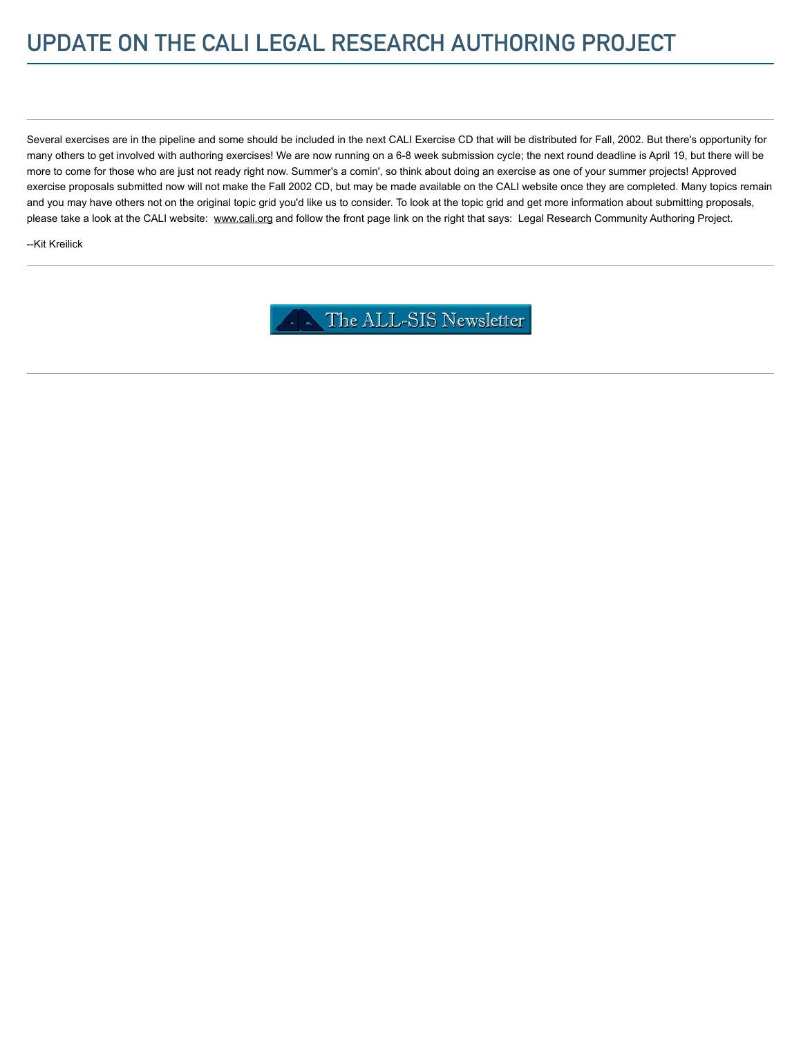# UPDATE ON THE CALI LEGAL RESEARCH AUTHORING PROJECT

Several exercises are in the pipeline and some should be included in the next CALI Exercise CD that will be distributed for Fall, 2002. But there's opportunity for many others to get involved with authoring exercises! We are now running on a 6-8 week submission cycle; the next round deadline is April 19, but there will be more to come for those who are just not ready right now. Summer's a comin', so think about doing an exercise as one of your summer projects! Approved exercise proposals submitted now will not make the Fall 2002 CD, but may be made available on the CALI website once they are completed. Many topics remain and you may have others not on the original topic grid you'd like us to consider. To look at the topic grid and get more information about submitting proposals, please take a look at the CALI website: www.cali.org and follow the front page link on the right that says: Legal Research Community Authoring Project.

--Kit Kreilick

The ALL-SIS Newsletter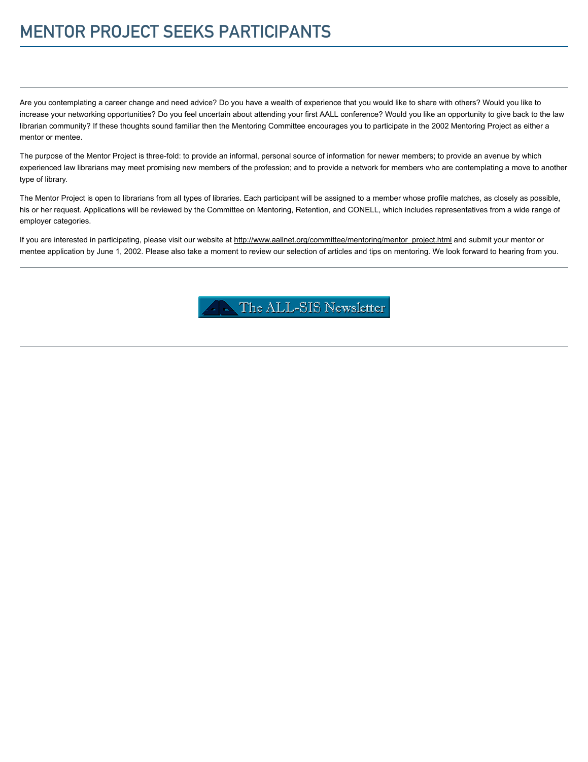# MENTOR PROJECT SEEKS PARTICIPANTS

Are you contemplating a career change and need advice? Do you have a wealth of experience that you would like to share with others? Would you like to increase your networking opportunities? Do you feel uncertain about attending your first AALL conference? Would you like an opportunity to give back to the law librarian community? If these thoughts sound familiar then the Mentoring Committee encourages you to participate in the 2002 Mentoring Project as either a mentor or mentee.

The purpose of the Mentor Project is three-fold: to provide an informal, personal source of information for newer members; to provide an avenue by which experienced law librarians may meet promising new members of the profession; and to provide a network for members who are contemplating a move to another type of library.

The Mentor Project is open to librarians from all types of libraries. Each participant will be assigned to a member whose profile matches, as closely as possible, his or her request. Applications will be reviewed by the Committee on Mentoring, Retention, and CONELL, which includes representatives from a wide range of employer categories.

If you are interested in participating, please visit our website at http://www.aallnet.org/committee/mentoring/mentor_project.html and submit your mentor or mentee application by June 1, 2002. Please also take a moment to review our selection of articles and tips on mentoring. We look forward to hearing from you.

The ALL-SIS Newsletter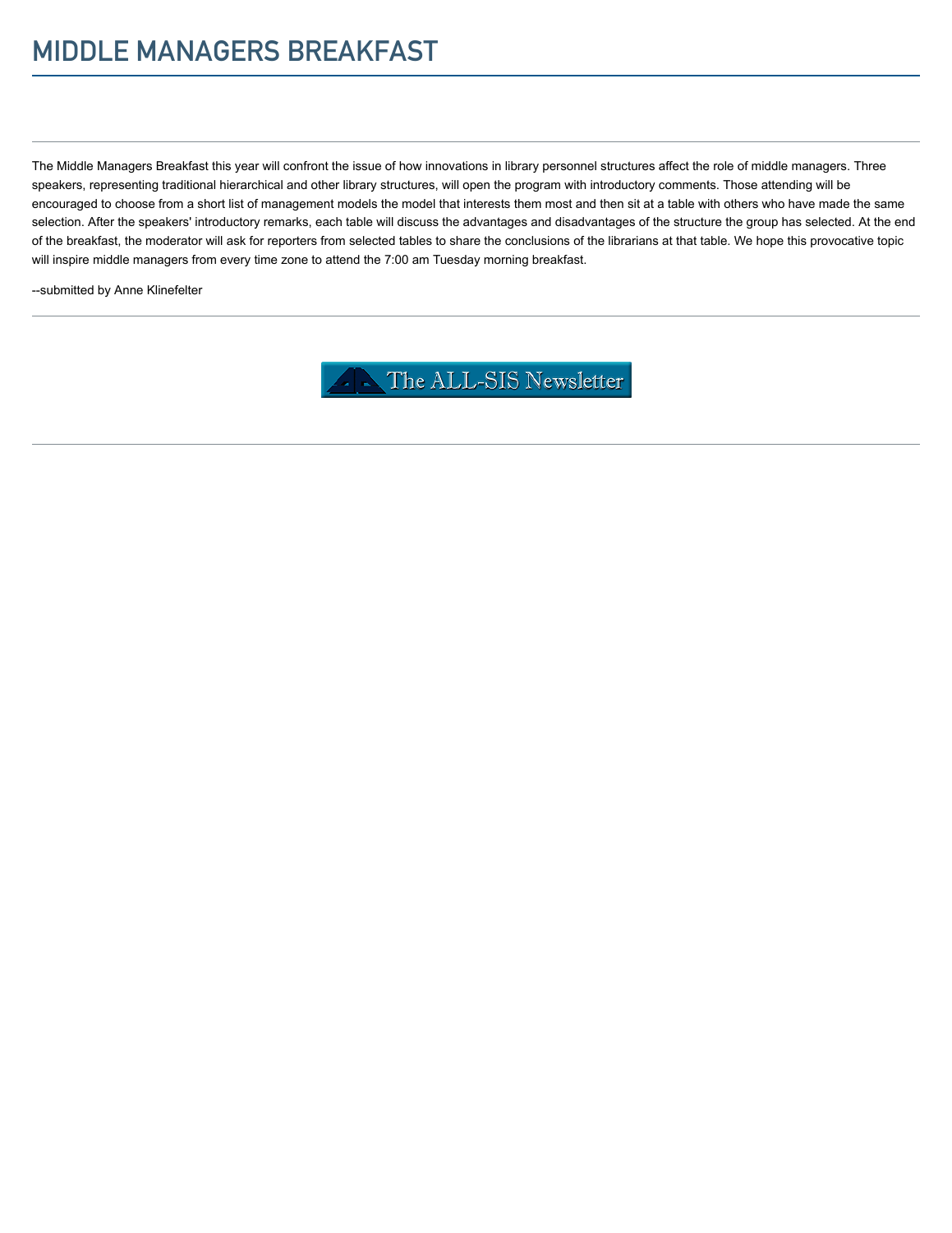# MIDDLE MANAGERS BREAKFAST

---

The Middle Managers Breakfast this year will confront the issue of how innovations in library personnel structures affect the role of middle managers. Three speakers, representing traditional hierarchical and other library structures, will open the program with introductory comments. Those attending will be encouraged to choose from a short list of management models the model that interests them most and then sit at a table with others who have made the same selection. After the speakers' introductory remarks, each table will discuss the advantages and disadvantages of the structure the group has selected. At the end of the breakfast, the moderator will ask for reporters from selected tables to share the conclusions of the librarians at that table. We hope this provocative topic will inspire middle managers from every time zone to attend the 7:00 am Tuesday morning breakfast.

--submitted by Anne Klinefelter

---

The ALL-SIS Newsletter

---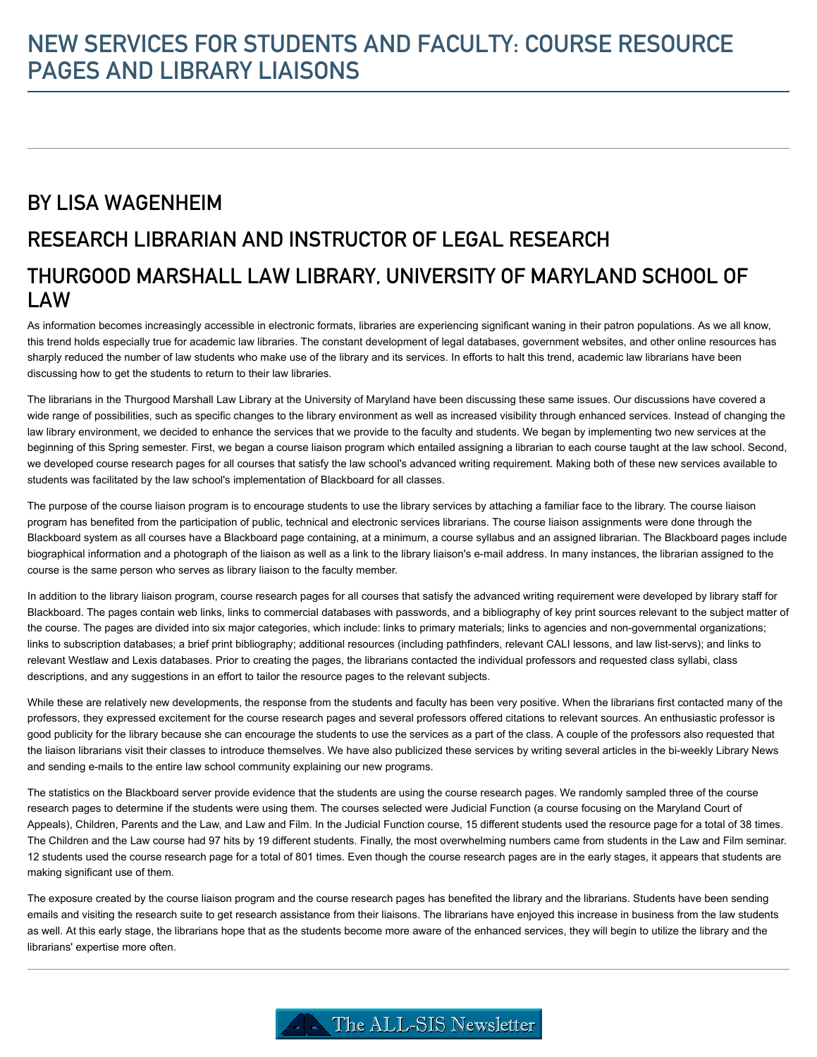# NEW SERVICES FOR STUDENTS AND FACULTY: COURSE RESOURCE PAGES AND LIBRARY LIAISONS

## BY LISA WAGENHEIM

## RESEARCH LIBRARIAN AND INSTRUCTOR OF LEGAL RESEARCH

## THURGOOD MARSHALL LAW LIBRARY, UNIVERSITY OF MARYLAND SCHOOL OF LAW

As information becomes increasingly accessible in electronic formats, libraries are experiencing significant waning in their patron populations. As we all know, this trend holds especially true for academic law libraries. The constant development of legal databases, government websites, and other online resources has sharply reduced the number of law students who make use of the library and its services. In efforts to halt this trend, academic law librarians have been discussing how to get the students to return to their law libraries.

The librarians in the Thurgood Marshall Law Library at the University of Maryland have been discussing these same issues. Our discussions have covered a wide range of possibilities, such as specific changes to the library environment as well as increased visibility through enhanced services. Instead of changing the law library environment, we decided to enhance the services that we provide to the faculty and students. We began by implementing two new services at the beginning of this Spring semester. First, we began a course liaison program which entailed assigning a librarian to each course taught at the law school. Second, we developed course research pages for all courses that satisfy the law school's advanced writing requirement. Making both of these new services available to students was facilitated by the law school's implementation of Blackboard for all classes.

The purpose of the course liaison program is to encourage students to use the library services by attaching a familiar face to the library. The course liaison program has benefited from the participation of public, technical and electronic services librarians. The course liaison assignments were done through the Blackboard system as all courses have a Blackboard page containing, at a minimum, a course syllabus and an assigned librarian. The Blackboard pages include biographical information and a photograph of the liaison as well as a link to the library liaison's e-mail address. In many instances, the librarian assigned to the course is the same person who serves as library liaison to the faculty member.

In addition to the library liaison program, course research pages for all courses that satisfy the advanced writing requirement were developed by library staff for Blackboard. The pages contain web links, links to commercial databases with passwords, and a bibliography of key print sources relevant to the subject matter of the course. The pages are divided into six major categories, which include: links to primary materials; links to agencies and non-governmental organizations; links to subscription databases; a brief print bibliography; additional resources (including pathfinders, relevant CALI lessons, and law list-servs); and links to relevant Westlaw and Lexis databases. Prior to creating the pages, the librarians contacted the individual professors and requested class syllabi, class descriptions, and any suggestions in an effort to tailor the resource pages to the relevant subjects.

While these are relatively new developments, the response from the students and faculty has been very positive. When the librarians first contacted many of the professors, they expressed excitement for the course research pages and several professors offered citations to relevant sources. An enthusiastic professor is good publicity for the library because she can encourage the students to use the services as a part of the class. A couple of the professors also requested that the liaison librarians visit their classes to introduce themselves. We have also publicized these services by writing several articles in the bi-weekly Library News and sending e-mails to the entire law school community explaining our new programs.

The statistics on the Blackboard server provide evidence that the students are using the course research pages. We randomly sampled three of the course research pages to determine if the students were using them. The courses selected were Judicial Function (a course focusing on the Maryland Court of Appeals), Children, Parents and the Law, and Law and Film. In the Judicial Function course, 15 different students used the resource page for a total of 38 times. The Children and the Law course had 97 hits by 19 different students. Finally, the most overwhelming numbers came from students in the Law and Film seminar. 12 students used the course research page for a total of 801 times. Even though the course research pages are in the early stages, it appears that students are making significant use of them.

The exposure created by the course liaison program and the course research pages has benefited the library and the librarians. Students have been sending emails and visiting the research suite to get research assistance from their liaisons. The librarians have enjoyed this increase in business from the law students as well. At this early stage, the librarians hope that as the students become more aware of the enhanced services, they will begin to utilize the library and the librarians' expertise more often.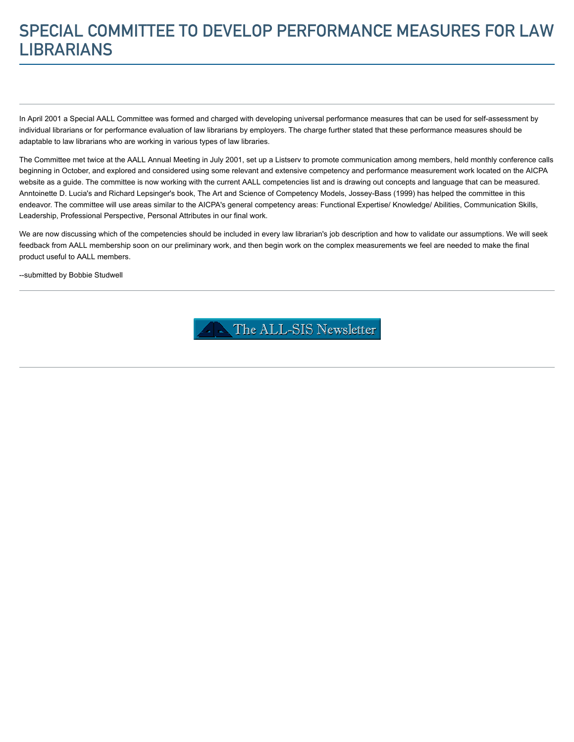# SPECIAL COMMITTEE TO DEVELOP PERFORMANCE MEASURES FOR LAW LIBRARIANS

In April 2001 a Special AALL Committee was formed and charged with developing universal performance measures that can be used for self-assessment by individual librarians or for performance evaluation of law librarians by employers. The charge further stated that these performance measures should be adaptable to law librarians who are working in various types of law libraries.

The Committee met twice at the AALL Annual Meeting in July 2001, set up a Listserv to promote communication among members, held monthly conference calls beginning in October, and explored and considered using some relevant and extensive competency and performance measurement work located on the AICPA website as a guide. The committee is now working with the current AALL competencies list and is drawing out concepts and language that can be measured. Anntoinette D. Lucia's and Richard Lepsinger's book, The Art and Science of Competency Models, Jossey-Bass (1999) has helped the committee in this endeavor. The committee will use areas similar to the AICPA's general competency areas: Functional Expertise/ Knowledge/ Abilities, Communication Skills, Leadership, Professional Perspective, Personal Attributes in our final work.

We are now discussing which of the competencies should be included in every law librarian's job description and how to validate our assumptions. We will seek feedback from AALL membership soon on our preliminary work, and then begin work on the complex measurements we feel are needed to make the final product useful to AALL members.

--submitted by Bobbie Studwell

The ALL-SIS Newsletter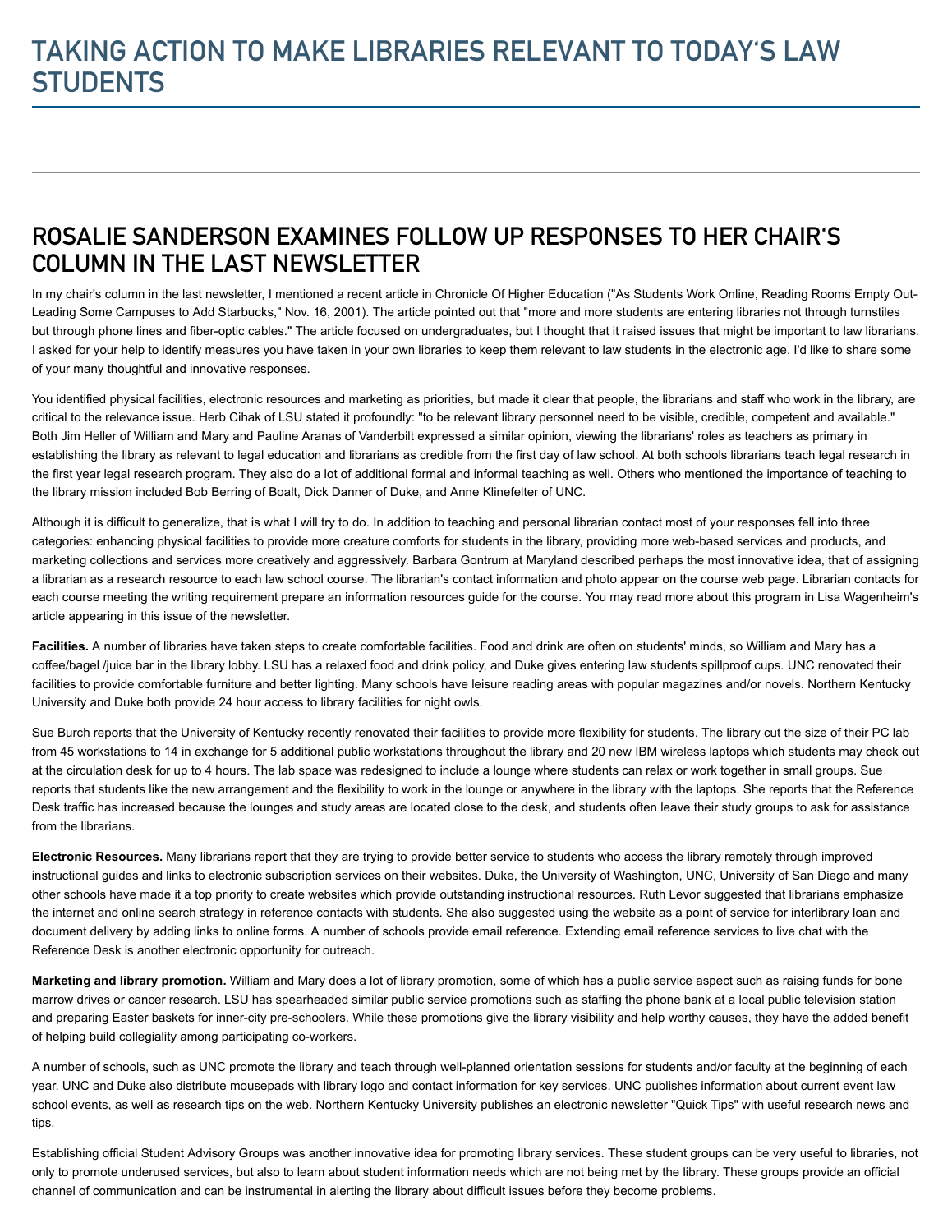# TAKING ACTION TO MAKE LIBRARIES RELEVANT TO TODAY'S LAW STUDENTS

## ROSALIE SANDERSON EXAMINES FOLLOW UP RESPONSES TO HER CHAIR'S COLUMN IN THE LAST NEWSLETTER

In my chair's column in the last newsletter, I mentioned a recent article in Chronicle Of Higher Education ("As Students Work Online, Reading Rooms Empty Out-Leading Some Campuses to Add Starbucks," Nov. 16, 2001). The article pointed out that "more and more students are entering libraries not through turnstiles but through phone lines and fiber-optic cables." The article focused on undergraduates, but I thought that it raised issues that might be important to law librarians. I asked for your help to identify measures you have taken in your own libraries to keep them relevant to law students in the electronic age. I'd like to share some of your many thoughtful and innovative responses.

You identified physical facilities, electronic resources and marketing as priorities, but made it clear that people, the librarians and staff who work in the library, are critical to the relevance issue. Herb Cihak of LSU stated it profoundly: "to be relevant library personnel need to be visible, credible, competent and available." Both Jim Heller of William and Mary and Pauline Aranas of Vanderbilt expressed a similar opinion, viewing the librarians' roles as teachers as primary in establishing the library as relevant to legal education and librarians as credible from the first day of law school. At both schools librarians teach legal research in the first year legal research program. They also do a lot of additional formal and informal teaching as well. Others who mentioned the importance of teaching to the library mission included Bob Berring of Boalt, Dick Danner of Duke, and Anne Klinefelter of UNC.

Although it is difficult to generalize, that is what I will try to do. In addition to teaching and personal librarian contact most of your responses fell into three categories: enhancing physical facilities to provide more creature comforts for students in the library, providing more web-based services and products, and marketing collections and services more creatively and aggressively. Barbara Gontrum at Maryland described perhaps the most innovative idea, that of assigning a librarian as a research resource to each law school course. The librarian's contact information and photo appear on the course web page. Librarian contacts for each course meeting the writing requirement prepare an information resources guide for the course. You may read more about this program in Lisa Wagenheim's article appearing in this issue of the newsletter.

**Facilities.** A number of libraries have taken steps to create comfortable facilities. Food and drink are often on students' minds, so William and Mary has a coffee/bagel /juice bar in the library lobby. LSU has a relaxed food and drink policy, and Duke gives entering law students spillproof cups. UNC renovated their facilities to provide comfortable furniture and better lighting. Many schools have leisure reading areas with popular magazines and/or novels. Northern Kentucky University and Duke both provide 24 hour access to library facilities for night owls.

Sue Burch reports that the University of Kentucky recently renovated their facilities to provide more flexibility for students. The library cut the size of their PC lab from 45 workstations to 14 in exchange for 5 additional public workstations throughout the library and 20 new IBM wireless laptops which students may check out at the circulation desk for up to 4 hours. The lab space was redesigned to include a lounge where students can relax or work together in small groups. Sue reports that students like the new arrangement and the flexibility to work in the lounge or anywhere in the library with the laptops. She reports that the Reference Desk traffic has increased because the lounges and study areas are located close to the desk, and students often leave their study groups to ask for assistance from the librarians.

**Electronic Resources.** Many librarians report that they are trying to provide better service to students who access the library remotely through improved instructional guides and links to electronic subscription services on their websites. Duke, the University of Washington, UNC, University of San Diego and many other schools have made it a top priority to create websites which provide outstanding instructional resources. Ruth Levor suggested that librarians emphasize the internet and online search strategy in reference contacts with students. She also suggested using the website as a point of service for interlibrary loan and document delivery by adding links to online forms. A number of schools provide email reference. Extending email reference services to live chat with the Reference Desk is another electronic opportunity for outreach.

**Marketing and library promotion.** William and Mary does a lot of library promotion, some of which has a public service aspect such as raising funds for bone marrow drives or cancer research. LSU has spearheaded similar public service promotions such as staffing the phone bank at a local public television station and preparing Easter baskets for inner-city pre-schoolers. While these promotions give the library visibility and help worthy causes, they have the added benefit of helping build collegiality among participating co-workers.

A number of schools, such as UNC promote the library and teach through well-planned orientation sessions for students and/or faculty at the beginning of each year. UNC and Duke also distribute mousepads with library logo and contact information for key services. UNC publishes information about current event law school events, as well as research tips on the web. Northern Kentucky University publishes an electronic newsletter "Quick Tips" with useful research news and tips.

Establishing official Student Advisory Groups was another innovative idea for promoting library services. These student groups can be very useful to libraries, not only to promote underused services, but also to learn about student information needs which are not being met by the library. These groups provide an official channel of communication and can be instrumental in alerting the library about difficult issues before they become problems.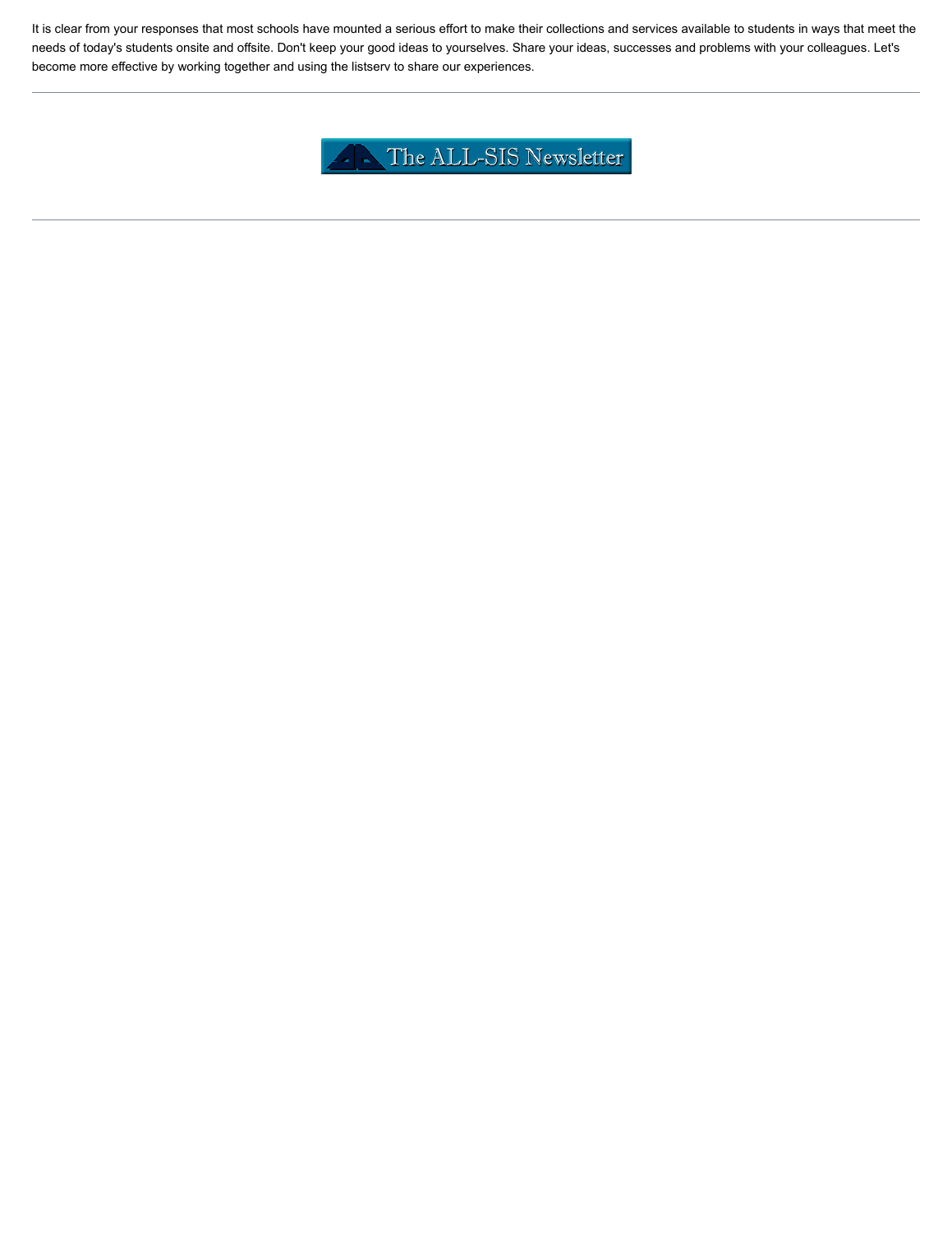It is clear from your responses that most schools have mounted a serious effort to make their collections and services available to students in ways that meet the needs of today's students onsite and offsite. Don't keep your good ideas to yourselves. Share your ideas, successes and problems with your colleagues. Let's become more effective by working together and using the listserv to share our experiences.

---

The ALL-SIS Newsletter

---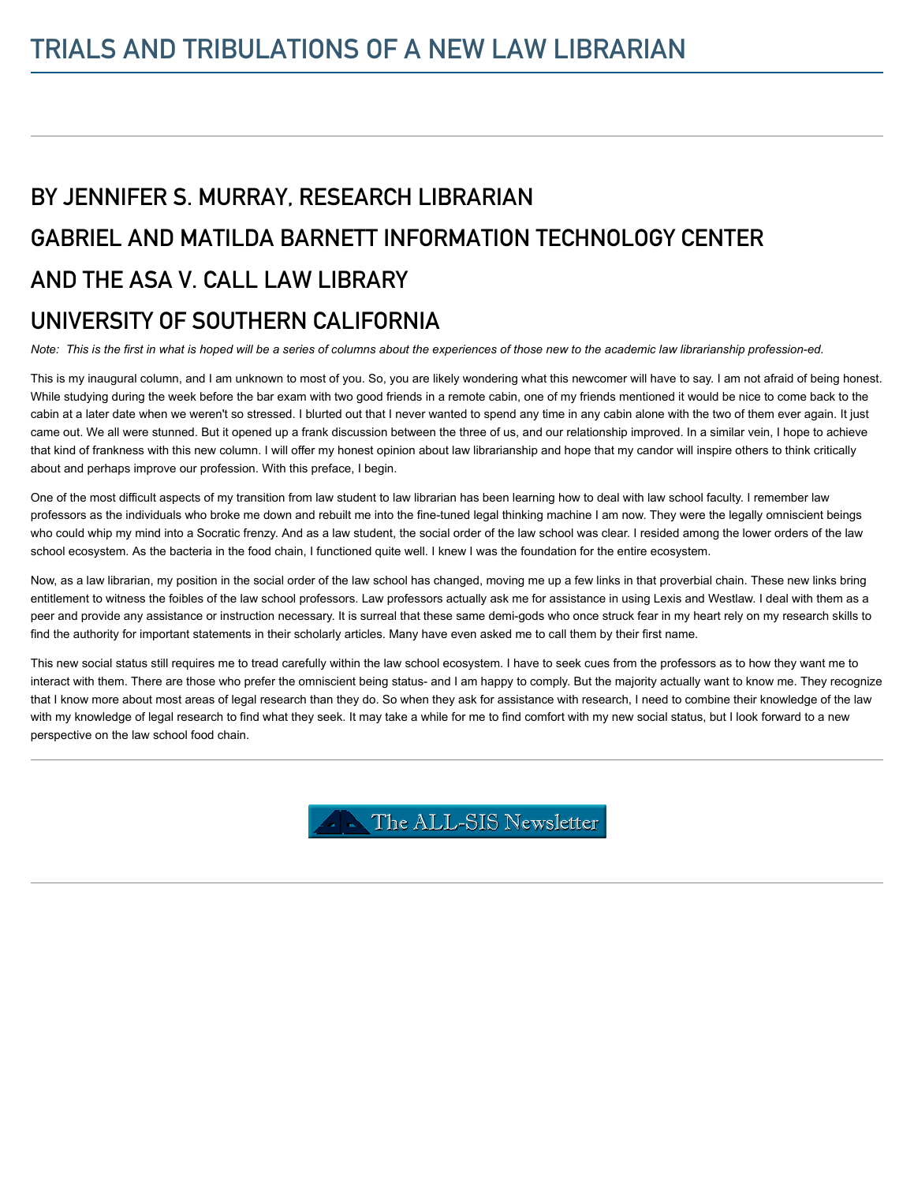# TRIALS AND TRIBULATIONS OF A NEW LAW LIBRARIAN

## BY JENNIFER S. MURRAY, RESEARCH LIBRARIAN

## GABRIEL AND MATILDA BARNETT INFORMATION TECHNOLOGY CENTER

## AND THE ASA V. CALL LAW LIBRARY

## UNIVERSITY OF SOUTHERN CALIFORNIA

*Note: This is the first in what is hoped will be a series of columns about the experiences of those new to the academic law librarianship profession-ed.*

This is my inaugural column, and I am unknown to most of you. So, you are likely wondering what this newcomer will have to say. I am not afraid of being honest. While studying during the week before the bar exam with two good friends in a remote cabin, one of my friends mentioned it would be nice to come back to the cabin at a later date when we weren't so stressed. I blurted out that I never wanted to spend any time in any cabin alone with the two of them ever again. It just came out. We all were stunned. But it opened up a frank discussion between the three of us, and our relationship improved. In a similar vein, I hope to achieve that kind of frankness with this new column. I will offer my honest opinion about law librarianship and hope that my candor will inspire others to think critically about and perhaps improve our profession. With this preface, I begin.

One of the most difficult aspects of my transition from law student to law librarian has been learning how to deal with law school faculty. I remember law professors as the individuals who broke me down and rebuilt me into the fine-tuned legal thinking machine I am now. They were the legally omniscient beings who could whip my mind into a Socratic frenzy. And as a law student, the social order of the law school was clear. I resided among the lower orders of the law school ecosystem. As the bacteria in the food chain, I functioned quite well. I knew I was the foundation for the entire ecosystem.

Now, as a law librarian, my position in the social order of the law school has changed, moving me up a few links in that proverbial chain. These new links bring entitlement to witness the foibles of the law school professors. Law professors actually ask me for assistance in using Lexis and Westlaw. I deal with them as a peer and provide any assistance or instruction necessary. It is surreal that these same demi-gods who once struck fear in my heart rely on my research skills to find the authority for important statements in their scholarly articles. Many have even asked me to call them by their first name.

This new social status still requires me to tread carefully within the law school ecosystem. I have to seek cues from the professors as to how they want me to interact with them. There are those who prefer the omniscient being status- and I am happy to comply. But the majority actually want to know me. They recognize that I know more about most areas of legal research than they do. So when they ask for assistance with research, I need to combine their knowledge of the law with my knowledge of legal research to find what they seek. It may take a while for me to find comfort with my new social status, but I look forward to a new perspective on the law school food chain.

The ALL-SIS Newsletter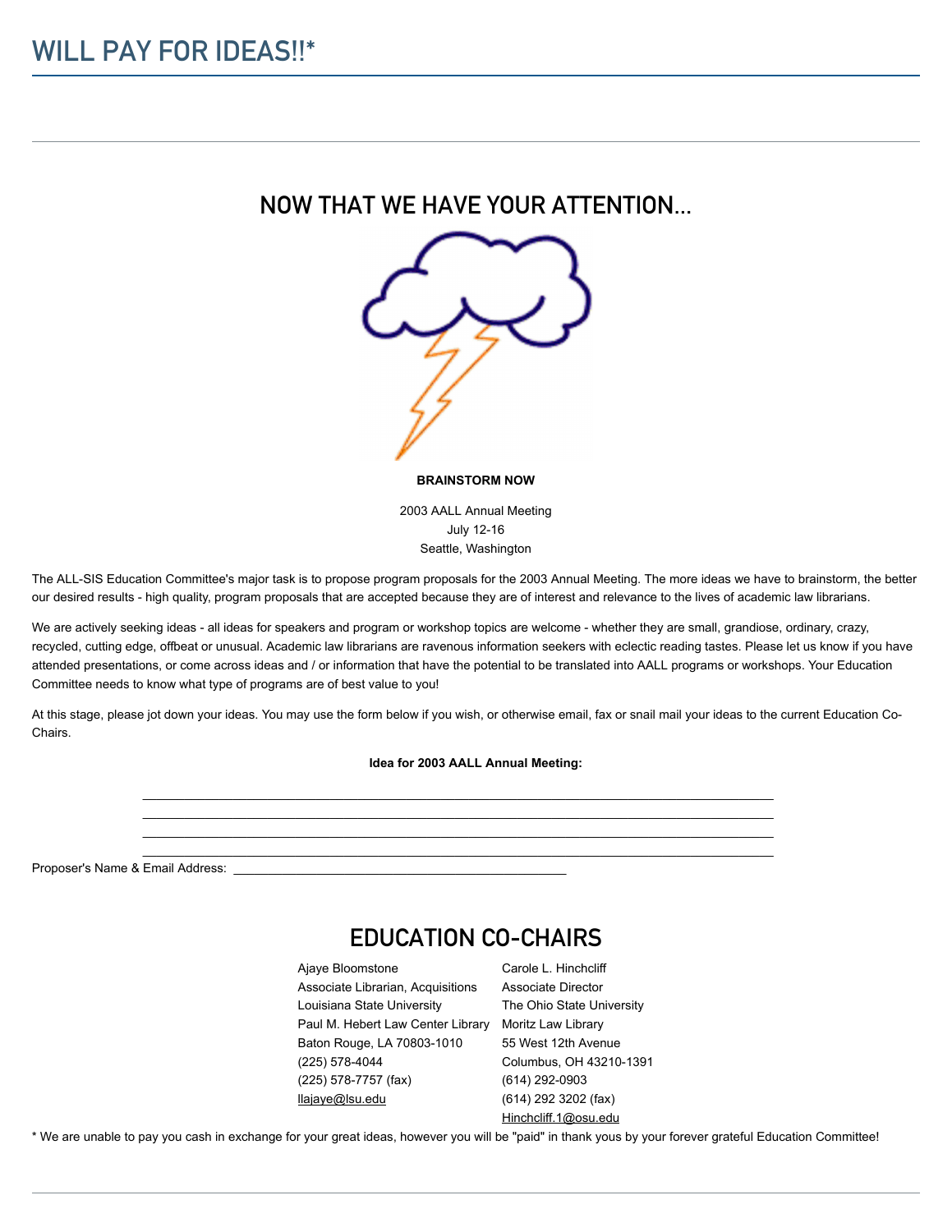# WILL PAY FOR IDEAS!!*

## NOW THAT WE HAVE YOUR ATTENTION...

**BRAINSTORM NOW**

2003 AALL Annual Meeting
July 12-16
Seattle, Washington

The ALL-SIS Education Committee's major task is to propose program proposals for the 2003 Annual Meeting. The more ideas we have to brainstorm, the better our desired results - high quality, program proposals that are accepted because they are of interest and relevance to the lives of academic law librarians.

We are actively seeking ideas - all ideas for speakers and program or workshop topics are welcome - whether they are small, grandiose, ordinary, crazy, recycled, cutting edge, offbeat or unusual. Academic law librarians are ravenous information seekers with eclectic reading tastes. Please let us know if you have attended presentations, or come across ideas and / or information that have the potential to be translated into AALL programs or workshops. Your Education Committee needs to know what type of programs are of best value to you!

At this stage, please jot down your ideas. You may use the form below if you wish, or otherwise email, fax or snail mail your ideas to the current Education Co-Chairs.

**Idea for 2003 AALL Annual Meeting:**

\_\_\_\_\_\_\_\_\_\_\_\_\_\_\_\_\_\_\_\_\_\_\_\_\_\_\_\_\_\_\_\_\_\_\_\_\_\_\_\_\_\_\_\_\_\_\_\_\_\_\_\_\_\_\_\_\_\_\_\_\_\_\_\_\_\_\_\_\_\_
\_\_\_\_\_\_\_\_\_\_\_\_\_\_\_\_\_\_\_\_\_\_\_\_\_\_\_\_\_\_\_\_\_\_\_\_\_\_\_\_\_\_\_\_\_\_\_\_\_\_\_\_\_\_\_\_\_\_\_\_\_\_\_\_\_\_\_\_\_\_
\_\_\_\_\_\_\_\_\_\_\_\_\_\_\_\_\_\_\_\_\_\_\_\_\_\_\_\_\_\_\_\_\_\_\_\_\_\_\_\_\_\_\_\_\_\_\_\_\_\_\_\_\_\_\_\_\_\_\_\_\_\_\_\_\_\_\_\_\_\_
\_\_\_\_\_\_\_\_\_\_\_\_\_\_\_\_\_\_\_\_\_\_\_\_\_\_\_\_\_\_\_\_\_\_\_\_\_\_\_\_\_\_\_\_\_\_\_\_\_\_\_\_\_\_\_\_\_\_\_\_\_\_\_\_\_\_\_\_\_\_

Proposer's Name & Email Address: \_\_\_\_\_\_\_\_\_\_\_\_\_\_\_\_\_\_\_\_\_\_\_\_\_\_\_\_\_\_\_\_\_\_\_\_\_\_\_\_\_\_\_\_

## EDUCATION CO-CHAIRS

Ajaye Bloomstone
Associate Librarian, Acquisitions
Louisiana State University
Paul M. Hebert Law Center Library
Baton Rouge, LA 70803-1010
(225) 578-4044
(225) 578-7757 (fax)
llajaye@lsu.edu

Carole L. Hinchcliff
Associate Director
The Ohio State University
Moritz Law Library
55 West 12th Avenue
Columbus, OH 43210-1391
(614) 292-0903
(614) 292 3202 (fax)
Hinchcliff.1@osu.edu

* We are unable to pay you cash in exchange for your great ideas, however you will be "paid" in thank yous by your forever grateful Education Committee!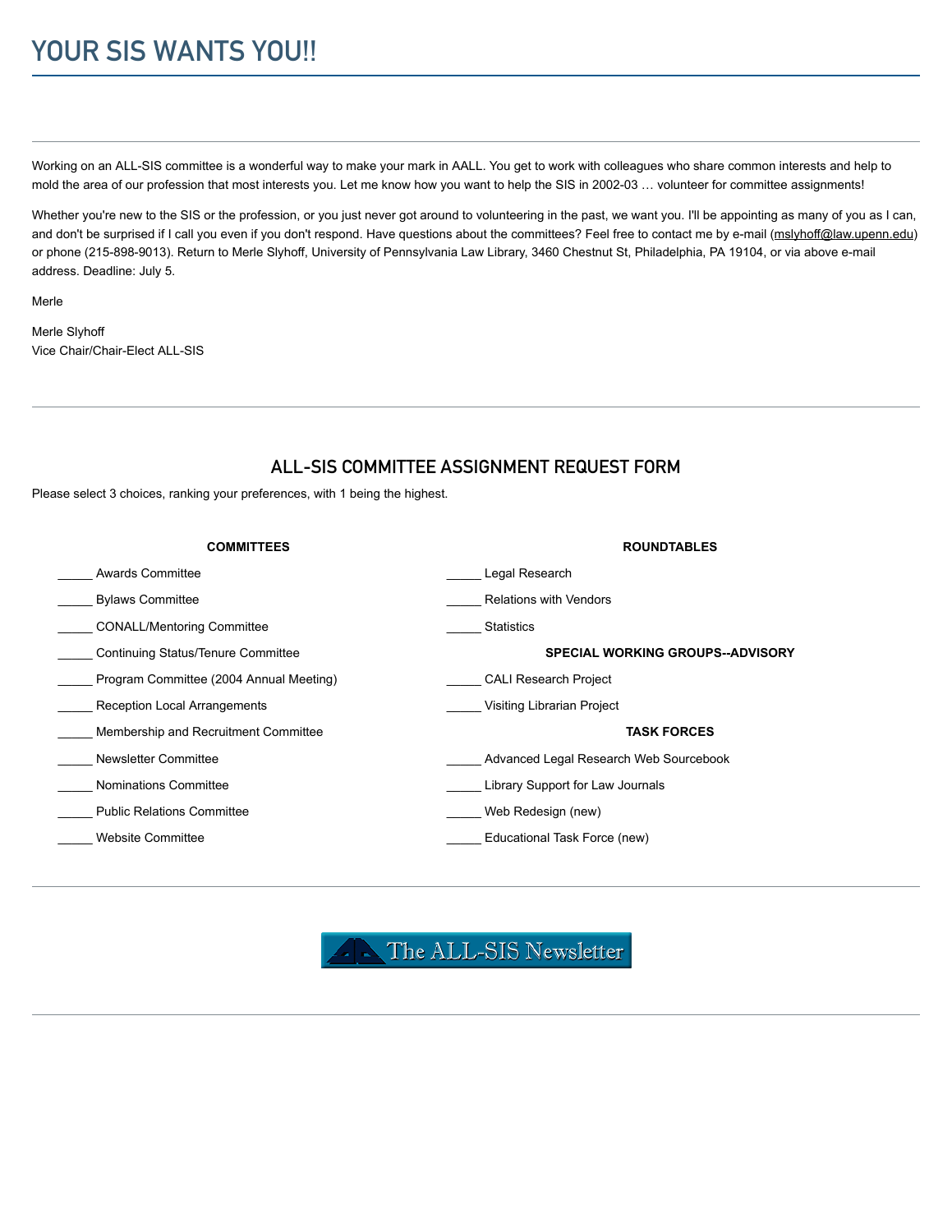# YOUR SIS WANTS YOU!!

---

Working on an ALL-SIS committee is a wonderful way to make your mark in AALL. You get to work with colleagues who share common interests and help to mold the area of our profession that most interests you. Let me know how you want to help the SIS in 2002-03 … volunteer for committee assignments!

Whether you're new to the SIS or the profession, or you just never got around to volunteering in the past, we want you. I'll be appointing as many of you as I can, and don't be surprised if I call you even if you don't respond. Have questions about the committees? Feel free to contact me by e-mail (mslyhoff@law.upenn.edu) or phone (215-898-9013). Return to Merle Slyhoff, University of Pennsylvania Law Library, 3460 Chestnut St, Philadelphia, PA 19104, or via above e-mail address. Deadline: July 5.

Merle

Merle Slyhoff
Vice Chair/Chair-Elect ALL-SIS

---

## ALL-SIS COMMITTEE ASSIGNMENT REQUEST FORM

Please select 3 choices, ranking your preferences, with 1 being the highest.

**COMMITTEES**

_____ Awards Committee

_____ Bylaws Committee

_____ CONALL/Mentoring Committee

_____ Continuing Status/Tenure Committee

_____ Program Committee (2004 Annual Meeting)

_____ Reception Local Arrangements

_____ Membership and Recruitment Committee

_____ Newsletter Committee

_____ Nominations Committee

_____ Public Relations Committee

_____ Website Committee

**ROUNDTABLES**

_____ Legal Research

_____ Relations with Vendors

_____ Statistics

**SPECIAL WORKING GROUPS--ADVISORY**

_____ CALI Research Project

_____ Visiting Librarian Project

**TASK FORCES**

_____ Advanced Legal Research Web Sourcebook

_____ Library Support for Law Journals

_____ Web Redesign (new)

_____ Educational Task Force (new)

---

The ALL-SIS Newsletter